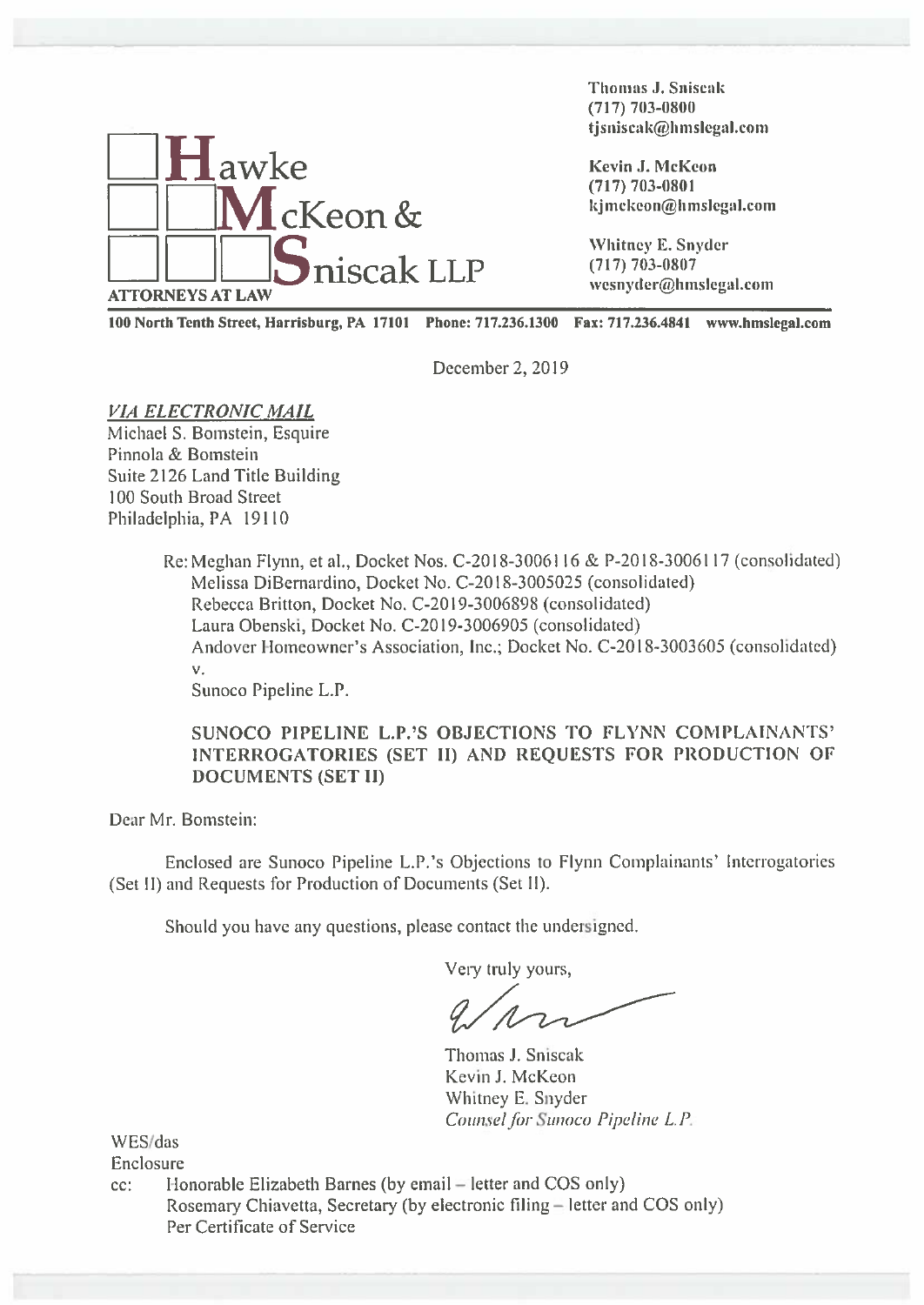**Hawke McKeon & Sniscak LLP**
ATTORNEYS AT LAW

Thomas J. Sniscak
(717) 703-0800
tjsniscak@hmslegal.com

Kevin J. McKeon
(717) 703-0801
kjmckeon@hmslegal.com

Whitney E. Snyder
(717) 703-0807
wesnyder@hmslegal.com

**100 North Tenth Street, Harrisburg, PA 17101 Phone: 717.236.1300 Fax: 717.236.4841 www.hmslegal.com**

December 2, 2019

*VIA ELECTRONIC MAIL*

Michael S. Bomstein, Esquire
Pinnola & Bomstein
Suite 2126 Land Title Building
100 South Broad Street
Philadelphia, PA 19110

Re: Meghan Flynn, et al., Docket Nos. C-2018-3006116 & P-2018-3006117 (consolidated)
Melissa DiBernardino, Docket No. C-2018-3005025 (consolidated)
Rebecca Britton, Docket No. C-2019-3006898 (consolidated)
Laura Obenski, Docket No. C-2019-3006905 (consolidated)
Andover Homeowner's Association, Inc.; Docket No. C-2018-3003605 (consolidated)
v.
Sunoco Pipeline L.P.

**SUNOCO PIPELINE L.P.'S OBJECTIONS TO FLYNN COMPLAINANTS' INTERROGATORIES (SET II) AND REQUESTS FOR PRODUCTION OF DOCUMENTS (SET II)**

Dear Mr. Bomstein:

Enclosed are Sunoco Pipeline L.P.'s Objections to Flynn Complainants' Interrogatories (Set II) and Requests for Production of Documents (Set II).

Should you have any questions, please contact the undersigned.

Very truly yours,

Thomas J. Sniscak
Kevin J. McKeon
Whitney E. Snyder
*Counsel for Sunoco Pipeline L.P.*

WES/das
Enclosure
cc: Honorable Elizabeth Barnes (by email – letter and COS only)
Rosemary Chiavetta, Secretary (by electronic filing – letter and COS only)
Per Certificate of Service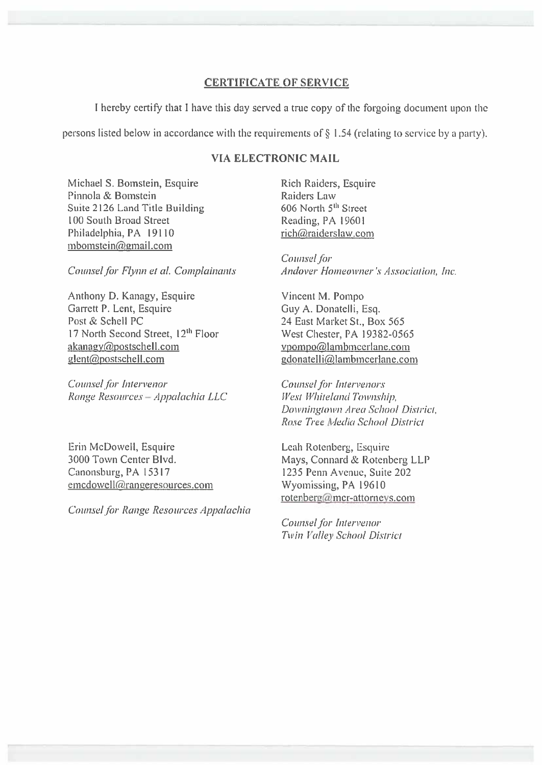## CERTIFICATE OF SERVICE

I hereby certify that I have this day served a true copy of the forgoing document upon the persons listed below in accordance with the requirements of § 1.54 (relating to service by a party).

### VIA ELECTRONIC MAIL

Michael S. Bomstein, Esquire
Pinnola & Bomstein
Suite 2126 Land Title Building
100 South Broad Street
Philadelphia, PA 19110
mbomstein@gmail.com

*Counsel for Flynn et al. Complainants*

Rich Raiders, Esquire
Raiders Law
606 North 5th Street
Reading, PA 19601
rich@raiderslaw.com

*Counsel for*
*Andover Homeowner's Association, Inc.*

Anthony D. Kanagy, Esquire
Garrett P. Lent, Esquire
Post & Schell PC
17 North Second Street, 12th Floor
akanagy@postschell.com
glent@postschell.com

*Counsel for Intervenor*
*Range Resources – Appalachia LLC*

Vincent M. Pompo
Guy A. Donatelli, Esq.
24 East Market St., Box 565
West Chester, PA 19382-0565
vpompo@lambmcerlane.com
gdonatelli@lambmcerlane.com

*Counsel for Intervenors*
*West Whiteland Township,*
*Downingtown Area School District,*
*Rose Tree Media School District*

Erin McDowell, Esquire
3000 Town Center Blvd.
Canonsburg, PA 15317
emcdowell@rangeresources.com

*Counsel for Range Resources Appalachia*

Leah Rotenberg, Esquire
Mays, Connard & Rotenberg LLP
1235 Penn Avenue, Suite 202
Wyomissing, PA 19610
rotenberg@mcr-attorneys.com

*Counsel for Intervenor*
*Twin Valley School District*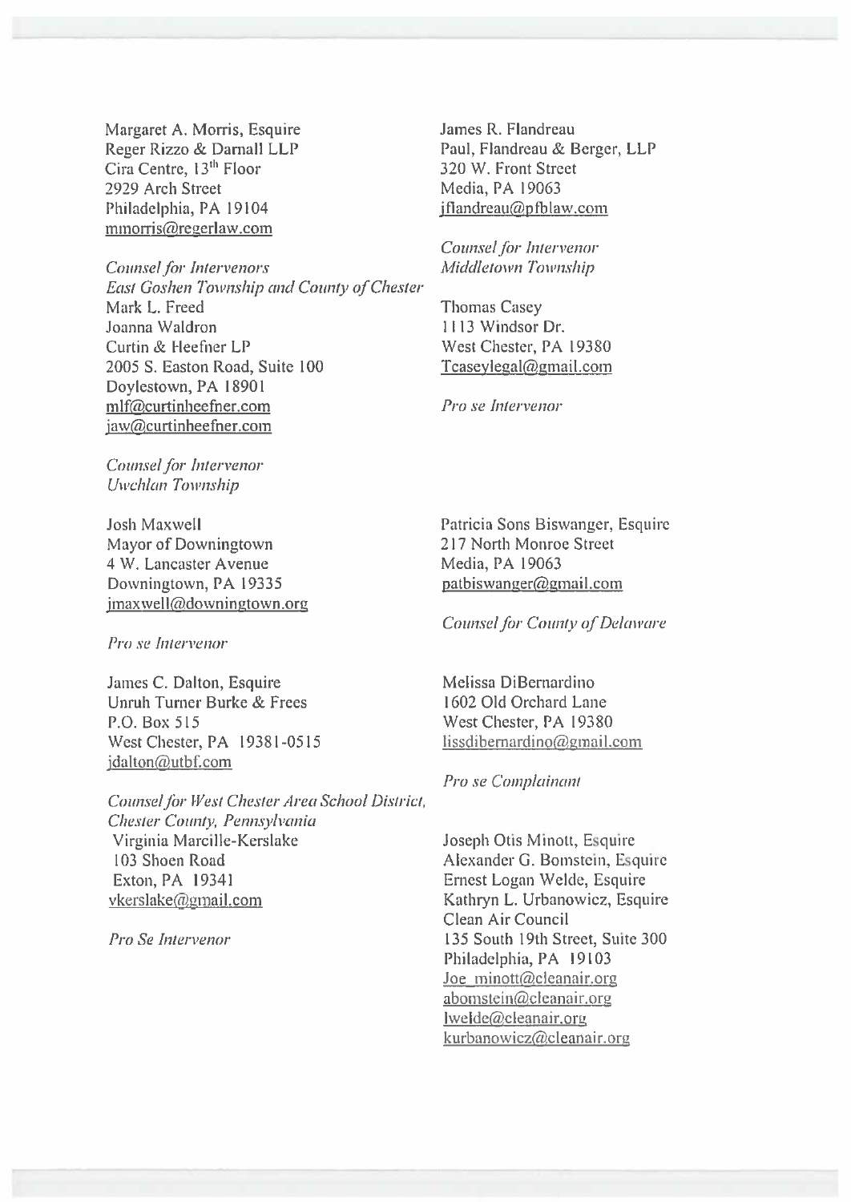Margaret A. Morris, Esquire
Reger Rizzo & Darnall LLP
Cira Centre, 13th Floor
2929 Arch Street
Philadelphia, PA 19104
mmorris@regerlaw.com

*Counsel for Intervenors East Goshen Township and County of Chester*

Mark L. Freed
Joanna Waldron
Curtin & Heefner LP
2005 S. Easton Road, Suite 100
Doylestown, PA 18901
mlf@curtinheefner.com
jaw@curtinheefner.com

*Counsel for Intervenor Uwchlan Township*

Josh Maxwell
Mayor of Downingtown
4 W. Lancaster Avenue
Downingtown, PA 19335
jmaxwell@downingtown.org

*Pro se Intervenor*

James C. Dalton, Esquire
Unruh Turner Burke & Frees
P.O. Box 515
West Chester, PA 19381-0515
jdalton@utbf.com

*Counsel for West Chester Area School District, Chester County, Pennsylvania*

Virginia Marcille-Kerslake
103 Shoen Road
Exton, PA 19341
vkerslake@gmail.com

*Pro Se Intervenor*

James R. Flandreau
Paul, Flandreau & Berger, LLP
320 W. Front Street
Media, PA 19063
jflandreau@pfblaw.com

*Counsel for Intervenor Middletown Township*

Thomas Casey
1113 Windsor Dr.
West Chester, PA 19380
Tcaseylegal@gmail.com

*Pro se Intervenor*

Patricia Sons Biswanger, Esquire
217 North Monroe Street
Media, PA 19063
patbiswanger@gmail.com

*Counsel for County of Delaware*

Melissa DiBernardino
1602 Old Orchard Lane
West Chester, PA 19380
lissdibernardino@gmail.com

*Pro se Complainant*

Joseph Otis Minott, Esquire
Alexander G. Bomstein, Esquire
Ernest Logan Welde, Esquire
Kathryn L. Urbanowicz, Esquire
Clean Air Council
135 South 19th Street, Suite 300
Philadelphia, PA 19103
Joe_minott@cleanair.org
abomstein@cleanair.org
lwelde@cleanair.org
kurbanowicz@cleanair.org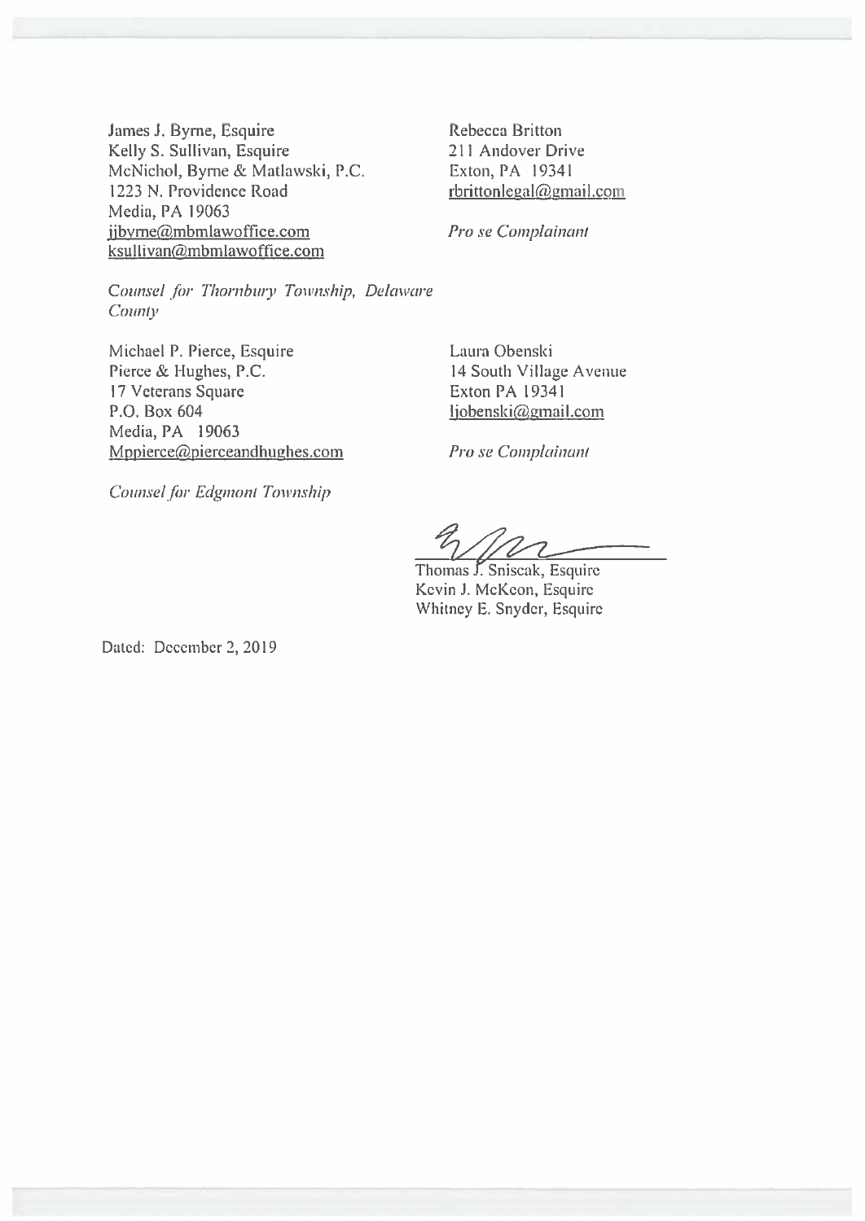James J. Byrne, Esquire
Kelly S. Sullivan, Esquire
McNichol, Byrne & Matlawski, P.C.
1223 N. Providence Road
Media, PA 19063
jjbyrne@mbmlawoffice.com
ksullivan@mbmlawoffice.com

*Counsel for Thornbury Township, Delaware County*

Rebecca Britton
211 Andover Drive
Exton, PA 19341
rbrittonlegal@gmail.com

*Pro se Complainant*

Michael P. Pierce, Esquire
Pierce & Hughes, P.C.
17 Veterans Square
P.O. Box 604
Media, PA 19063
Mppierce@pierceandhughes.com

*Counsel for Edgmont Township*

Laura Obenski
14 South Village Avenue
Exton PA 19341
ljobenski@gmail.com

*Pro se Complainant*

Thomas J. Sniscak, Esquire
Kevin J. McKeon, Esquire
Whitney E. Snyder, Esquire

Dated: December 2, 2019